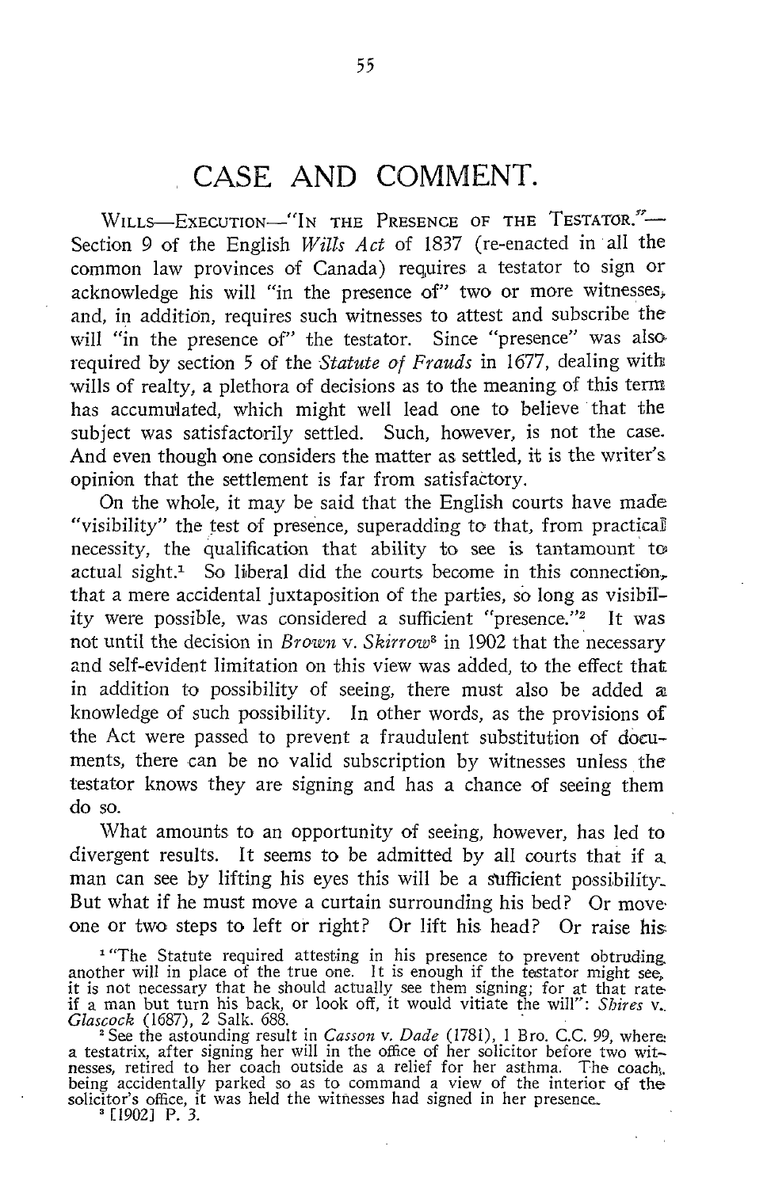# CASE AND COMMENT.

WILLS—EXECUTION—"IN THE PRESENCE OF THE TESTATOR."—Section 9 of the English *Wills Act* of 1837 (re-enacted in all the common law provinces of Canada) requires a testator to sign or acknowledge his will "in the presence of" two or more witnesses, and, in addition, requires such witnesses to attest and subscribe the will "in the presence of" the testator. Since "presence" was also required by section 5 of the *Statute of Frauds* in 1677, dealing with wills of realty, a plethora of decisions as to the meaning of this term has accumulated, which might well lead one to believe that the subject was satisfactorily settled. Such, however, is not the case. And even though one considers the matter as settled, it is the writer's opinion that the settlement is far from satisfactory.

On the whole, it may be said that the English courts have made "visibility" the test of presence, superadding to that, from practical necessity, the qualification that ability to see is tantamount to actual sight.[1] So liberal did the courts become in this connection, that a mere accidental juxtaposition of the parties, so long as visibility were possible, was considered a sufficient "presence."[2] It was not until the decision in *Brown* v. *Skirrow*[3] in 1902 that the necessary and self-evident limitation on this view was added, to the effect that in addition to possibility of seeing, there must also be added a knowledge of such possibility. In other words, as the provisions of the Act were passed to prevent a fraudulent substitution of documents, there can be no valid subscription by witnesses unless the testator knows they are signing and has a chance of seeing them do so.

What amounts to an opportunity of seeing, however, has led to divergent results. It seems to be admitted by all courts that if a man can see by lifting his eyes this will be a sufficient possibility. But what if he must move a curtain surrounding his bed? Or move one or two steps to left or right? Or lift his head? Or raise his

[1] "The Statute required attesting in his presence to prevent obtruding another will in place of the true one. It is enough if the testator might see, it is not necessary that he should actually see them signing; for at that rate if a man but turn his back, or look off, it would vitiate the will": *Shires* v. *Glascock* (1687), 2 Salk. 688.

[2] See the astounding result in *Casson* v. *Dade* (1781), 1 Bro. C.C. 99, where a testatrix, after signing her will in the office of her solicitor before two witnesses, retired to her coach outside as a relief for her asthma. The coach, being accidentally parked so as to command a view of the interior of the solicitor's office, it was held the witnesses had signed in her presence.

[3] [1902] P. 3.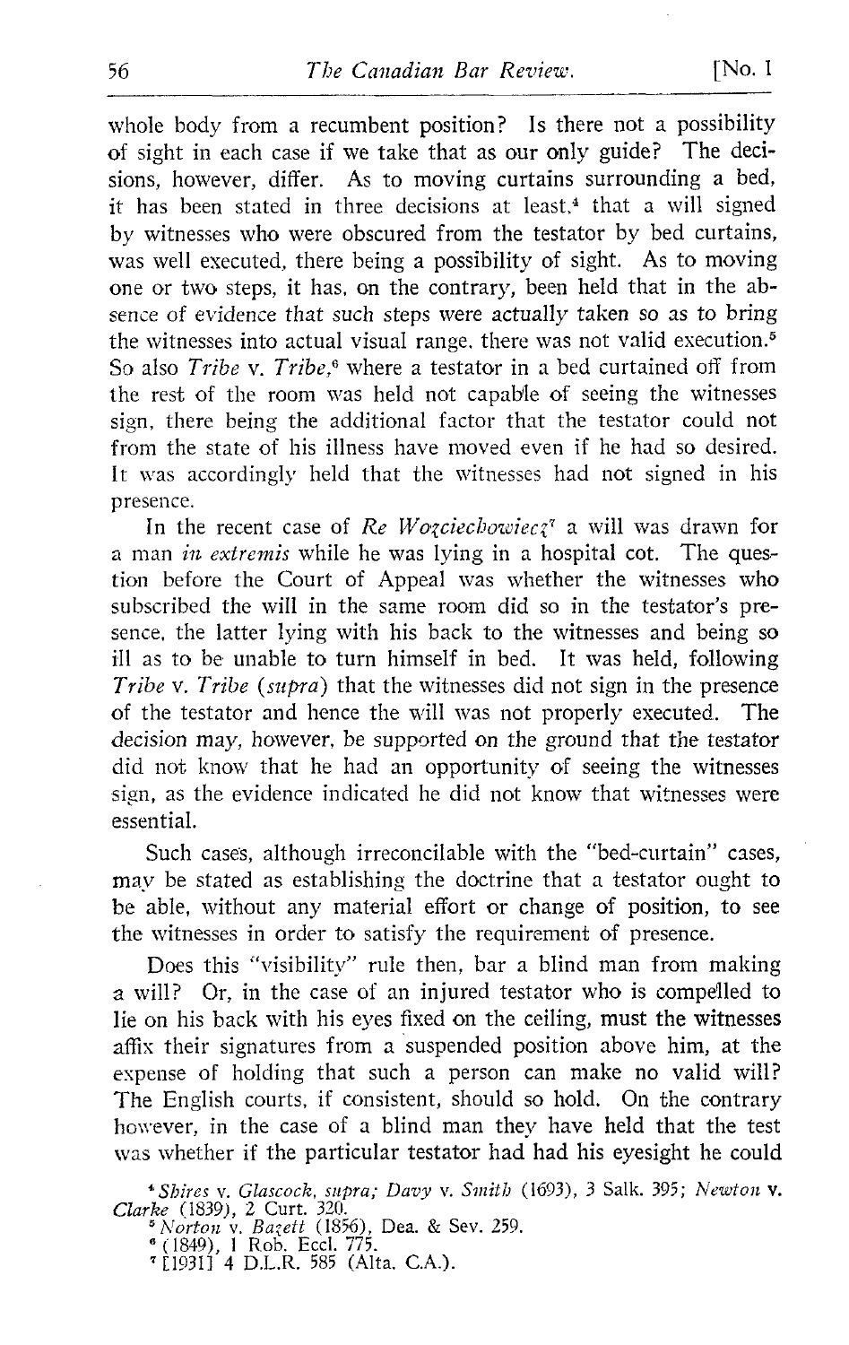whole body from a recumbent position? Is there not a possibility of sight in each case if we take that as our only guide? The decisions, however, differ. As to moving curtains surrounding a bed, it has been stated in three decisions at least,[4] that a will signed by witnesses who were obscured from the testator by bed curtains, was well executed, there being a possibility of sight. As to moving one or two steps, it has, on the contrary, been held that in the absence of evidence that such steps were actually taken so as to bring the witnesses into actual visual range, there was not valid execution.[5] So also *Tribe* v. *Tribe*,[6] where a testator in a bed curtained off from the rest of the room was held not capable of seeing the witnesses sign, there being the additional factor that the testator could not from the state of his illness have moved even if he had so desired. It was accordingly held that the witnesses had not signed in his presence.

In the recent case of *Re Wozciechowiecz*[7] a will was drawn for a man *in extremis* while he was lying in a hospital cot. The question before the Court of Appeal was whether the witnesses who subscribed the will in the same room did so in the testator's presence, the latter lying with his back to the witnesses and being so ill as to be unable to turn himself in bed. It was held, following *Tribe* v. *Tribe* (*supra*) that the witnesses did not sign in the presence of the testator and hence the will was not properly executed. The decision may, however, be supported on the ground that the testator did not know that he had an opportunity of seeing the witnesses sign, as the evidence indicated he did not know that witnesses were essential.

Such cases, although irreconcilable with the "bed-curtain" cases, may be stated as establishing the doctrine that a testator ought to be able, without any material effort or change of position, to see the witnesses in order to satisfy the requirement of presence.

Does this "visibility" rule then, bar a blind man from making a will? Or, in the case of an injured testator who is compelled to lie on his back with his eyes fixed on the ceiling, must the witnesses affix their signatures from a suspended position above him, at the expense of holding that such a person can make no valid will? The English courts, if consistent, should so hold. On the contrary however, in the case of a blind man they have held that the test was whether if the particular testator had had his eyesight he could

[4] *Shires* v. *Glascock*, *supra*; *Davy* v. *Smith* (1693), 3 Salk. 395; *Newton* v. *Clarke* (1839), 2 Curt. 320.

[5] *Norton* v. *Bazett* (1856), Dea. & Sev. 259.

[6] (1849), 1 Rob. Eccl. 775.

[7] [1931] 4 D.L.R. 585 (Alta. C.A.).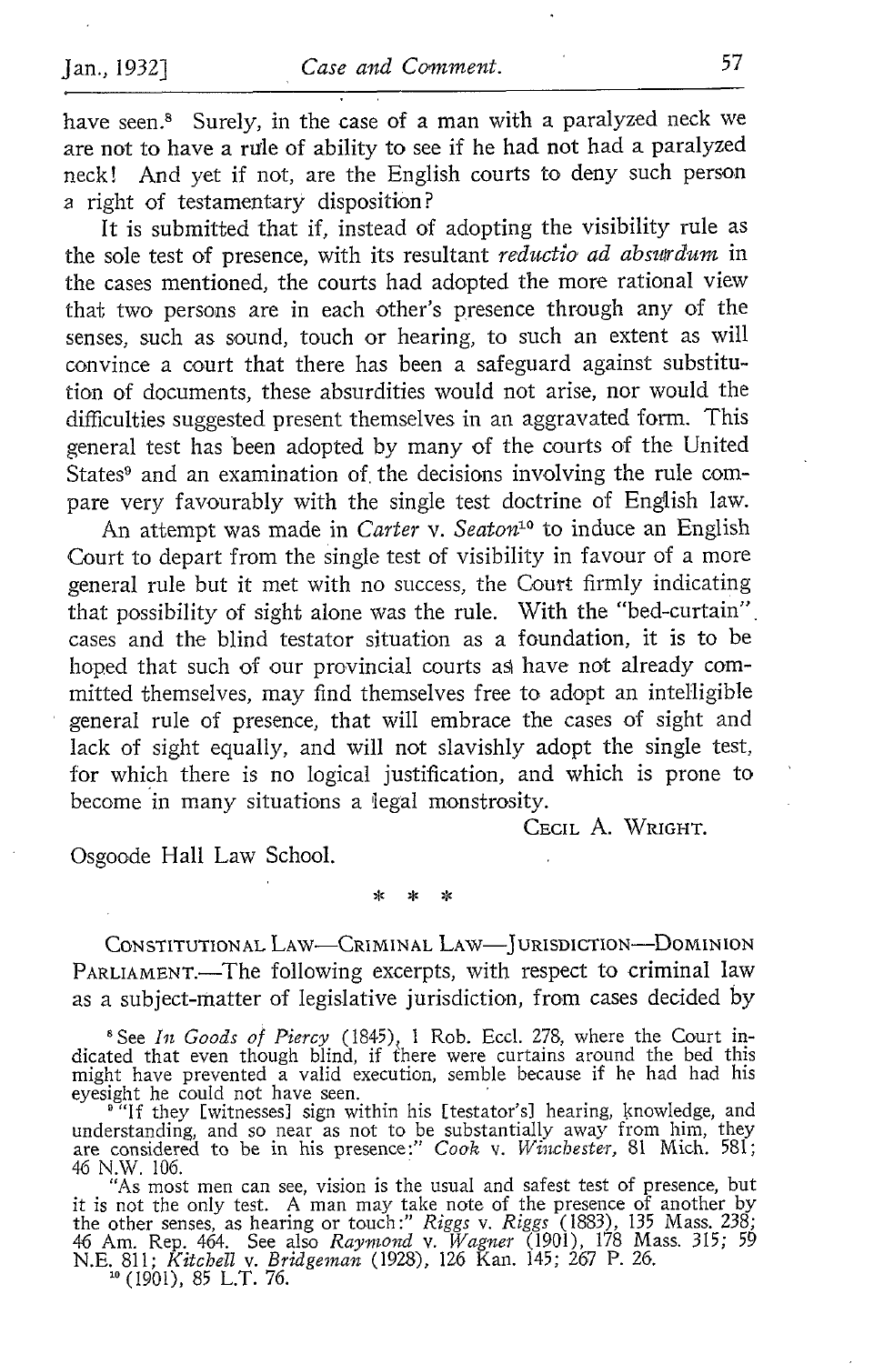have seen.[8] Surely, in the case of a man with a paralyzed neck we are not to have a rule of ability to see if he had not had a paralyzed neck! And yet if not, are the English courts to deny such person a right of testamentary disposition?

It is submitted that if, instead of adopting the visibility rule as the sole test of presence, with its resultant *reductio ad absurdum* in the cases mentioned, the courts had adopted the more rational view that two persons are in each other's presence through any of the senses, such as sound, touch or hearing, to such an extent as will convince a court that there has been a safeguard against substitution of documents, these absurdities would not arise, nor would the difficulties suggested present themselves in an aggravated form. This general test has been adopted by many of the courts of the United States[9] and an examination of the decisions involving the rule compare very favourably with the single test doctrine of English law.

An attempt was made in *Carter* v. *Seaton*[10] to induce an English Court to depart from the single test of visibility in favour of a more general rule but it met with no success, the Court firmly indicating that possibility of sight alone was the rule. With the "bed-curtain" cases and the blind testator situation as a foundation, it is to be hoped that such of our provincial courts as have not already committed themselves, may find themselves free to adopt an intelligible general rule of presence, that will embrace the cases of sight and lack of sight equally, and will not slavishly adopt the single test, for which there is no logical justification, and which is prone to become in many situations a legal monstrosity.

CECIL A. WRIGHT.

Osgoode Hall Law School.

\* \* \*

CONSTITUTIONAL LAW—CRIMINAL LAW—JURISDICTION—DOMINION PARLIAMENT.—The following excerpts, with respect to criminal law as a subject-matter of legislative jurisdiction, from cases decided by

[8] See *In Goods of Piercy* (1845), 1 Rob. Eccl. 278, where the Court indicated that even though blind, if there were curtains around the bed this might have prevented a valid execution, semble because if he had had his eyesight he could not have seen.

[9] "If they [witnesses] sign within his [testator's] hearing, knowledge, and understanding, and so near as not to be substantially away from him, they are considered to be in his presence:" *Cook* v. *Winchester*, 81 Mich. 581; 46 N.W. 106.

"As most men can see, vision is the usual and safest test of presence, but it is not the only test. A man may take note of the presence of another by the other senses, as hearing or touch:" *Riggs* v. *Riggs* (1883), 135 Mass. 238; 46 Am. Rep. 464. See also *Raymond* v. *Wagner* (1901), 178 Mass. 315; 59 N.E. 811; *Kitchell* v. *Bridgeman* (1928), 126 Kan. 145; 267 P. 26.

[10] (1901), 85 L.T. 76.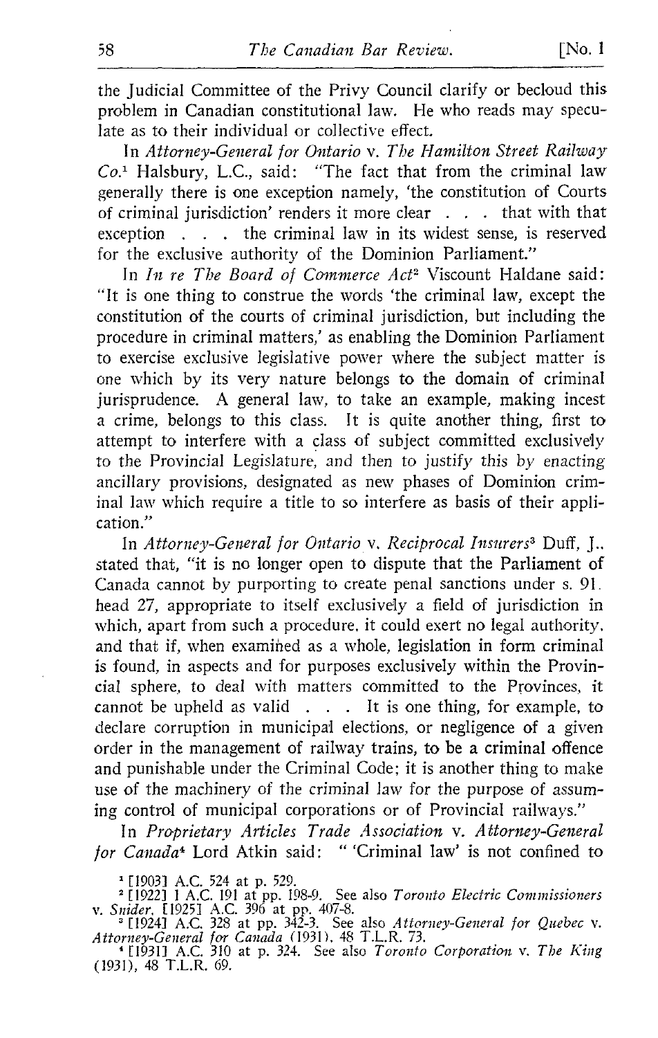the Judicial Committee of the Privy Council clarify or becloud this problem in Canadian constitutional law. He who reads may speculate as to their individual or collective effect.

In *Attorney-General for Ontario* v. *The Hamilton Street Railway Co.*[1] Halsbury, L.C., said: "The fact that from the criminal law generally there is one exception namely, 'the constitution of Courts of criminal jurisdiction' renders it more clear . . . that with that exception . . . the criminal law in its widest sense, is reserved for the exclusive authority of the Dominion Parliament."

In *In re The Board of Commerce Act*[2] Viscount Haldane said: "It is one thing to construe the words 'the criminal law, except the constitution of the courts of criminal jurisdiction, but including the procedure in criminal matters,' as enabling the Dominion Parliament to exercise exclusive legislative power where the subject matter is one which by its very nature belongs to the domain of criminal jurisprudence. A general law, to take an example, making incest a crime, belongs to this class. It is quite another thing, first to attempt to interfere with a class of subject committed exclusively to the Provincial Legislature, and then to justify this by enacting ancillary provisions, designated as new phases of Dominion criminal law which require a title to so interfere as basis of their application."

In *Attorney-General for Ontario* v. *Reciprocal Insurers*[3] Duff, J., stated that, "it is no longer open to dispute that the Parliament of Canada cannot by purporting to create penal sanctions under s. 91, head 27, appropriate to itself exclusively a field of jurisdiction in which, apart from such a procedure, it could exert no legal authority, and that if, when examined as a whole, legislation in form criminal is found, in aspects and for purposes exclusively within the Provincial sphere, to deal with matters committed to the Provinces, it cannot be upheld as valid . . . It is one thing, for example, to declare corruption in municipal elections, or negligence of a given order in the management of railway trains, to be a criminal offence and punishable under the Criminal Code; it is another thing to make use of the machinery of the criminal law for the purpose of assuming control of municipal corporations or of Provincial railways."

In *Proprietary Articles Trade Association* v. *Attorney-General for Canada*[4] Lord Atkin said: " 'Criminal law' is not confined to

[1] [1903] A.C. 524 at p. 529.

[2] [1922] 1 A.C. 191 at pp. 198-9. See also *Toronto Electric Commissioners* v. *Snider*, [1925] A.C. 396 at pp. 407-8.

[3] [1924] A.C. 328 at pp. 342-3. See also *Attorney-General for Quebec* v. *Attorney-General for Canada* (1931), 48 T.L.R. 73.

[4] [1931] A.C. 310 at p. 324. See also *Toronto Corporation* v. *The King* (1931), 48 T.L.R. 69.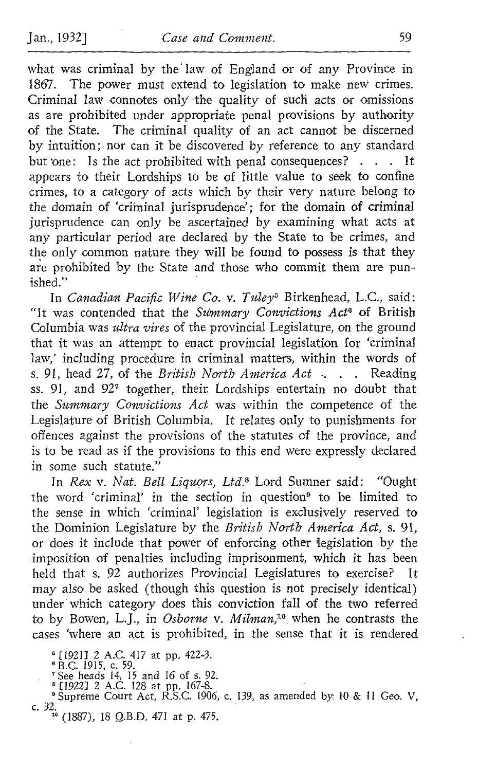what was criminal by the law of England or of any Province in 1867. The power must extend to legislation to make new crimes. Criminal law connotes only the quality of such acts or omissions as are prohibited under appropriate penal provisions by authority of the State. The criminal quality of an act cannot be discerned by intuition; nor can it be discovered by reference to any standard but one: Is the act prohibited with penal consequences? . . . It appears to their Lordships to be of little value to seek to confine crimes, to a category of acts which by their very nature belong to the domain of 'criminal jurisprudence'; for the domain of criminal jurisprudence can only be ascertained by examining what acts at any particular period are declared by the State to be crimes, and the only common nature they will be found to possess is that they are prohibited by the State and those who commit them are punished."

In *Canadian Pacific Wine Co.* v. *Tuley*[5] Birkenhead, L.C., said: "It was contended that the *Summary Convictions Act*[6] of British Columbia was *ultra vires* of the provincial Legislature, on the ground that it was an attempt to enact provincial legislation for 'criminal law,' including procedure in criminal matters, within the words of s. 91, head 27, of the *British North America Act* . . . Reading ss. 91, and 92[7] together, their Lordships entertain no doubt that the *Summary Convictions Act* was within the competence of the Legislature of British Columbia. It relates only to punishments for offences against the provisions of the statutes of the province, and is to be read as if the provisions to this end were expressly declared in some such statute."

In *Rex* v. *Nat. Bell Liquors, Ltd.*[8] Lord Sumner said: "Ought the word 'criminal' in the section in question[9] to be limited to the sense in which 'criminal' legislation is exclusively reserved to the Dominion Legislature by the *British North America Act*, s. 91, or does it include that power of enforcing other legislation by the imposition of penalties including imprisonment, which it has been held that s. 92 authorizes Provincial Legislatures to exercise? It may also be asked (though this question is not precisely identical) under which category does this conviction fall of the two referred to by Bowen, L.J., in *Osborne* v. *Milman*,[10] when he contrasts the cases 'where an act is prohibited, in the sense that it is rendered

[5] [1921] 2 A.C. 417 at pp. 422-3.
[6] B.C. 1915, c. 59.
[7] See heads 14, 15 and 16 of s. 92.
[8] [1922] 2 A.C. 128 at pp. 167-8.
[9] Supreme Court Act, R.S.C. 1906, c. 139, as amended by 10 & 11 Geo. V, c. 32.
[10] (1887), 18 Q.B.D. 471 at p. 475.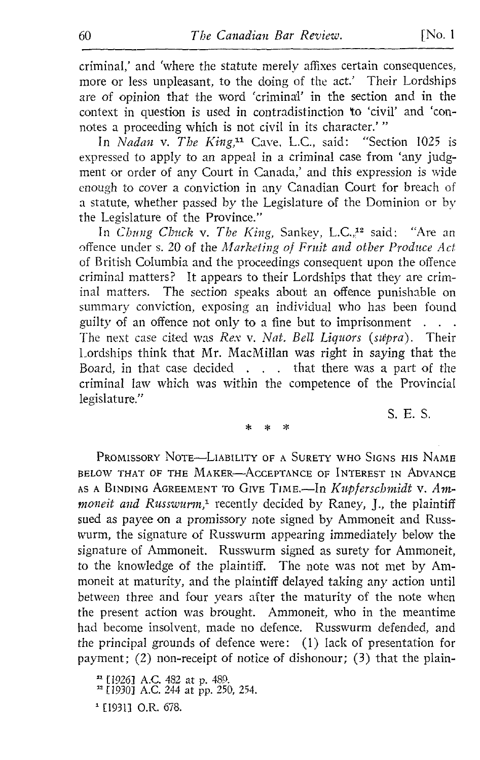criminal,' and 'where the statute merely affixes certain consequences, more or less unpleasant, to the doing of the act.' Their Lordships are of opinion that the word 'criminal' in the section and in the context in question is used in contradistinction to 'civil' and 'connotes a proceeding which is not civil in its character.'"

In *Nadan* v. *The King*,[11] Cave, L.C., said: "Section 1025 is expressed to apply to an appeal in a criminal case from 'any judgment or order of any Court in Canada,' and this expression is wide enough to cover a conviction in any Canadian Court for breach of a statute, whether passed by the Legislature of the Dominion or by the Legislature of the Province."

In *Chung Chuck* v. *The King*, Sankey, L.C.,[12] said: "Are an offence under s. 20 of the *Marketing of Fruit and other Produce Act* of British Columbia and the proceedings consequent upon the offence criminal matters? It appears to their Lordships that they are criminal matters. The section speaks about an offence punishable on summary conviction, exposing an individual who has been found guilty of an offence not only to a fine but to imprisonment . . . The next case cited was *Rex* v. *Nat. Bell Liquors* (*supra*). Their Lordships think that Mr. MacMillan was right in saying that the Board, in that case decided . . . that there was a part of the criminal law which was within the competence of the Provincial legislature."

S. E. S.

\* \* \*

PROMISSORY NOTE—LIABILITY OF A SURETY WHO SIGNS HIS NAME BELOW THAT OF THE MAKER—ACCEPTANCE OF INTEREST IN ADVANCE AS A BINDING AGREEMENT TO GIVE TIME.—In *Kupferschmidt* v. *Ammoneit and Russwurm*,[1] recently decided by Raney, J., the plaintiff sued as payee on a promissory note signed by Ammoneit and Russwurm, the signature of Russwurm appearing immediately below the signature of Ammoneit. Russwurm signed as surety for Ammoneit, to the knowledge of the plaintiff. The note was not met by Ammoneit at maturity, and the plaintiff delayed taking any action until between three and four years after the maturity of the note when the present action was brought. Ammoneit, who in the meantime had become insolvent, made no defence. Russwurm defended, and the principal grounds of defence were: (1) lack of presentation for payment; (2) non-receipt of notice of dishonour; (3) that the plain-

[11] [1926] A.C. 482 at p. 489.
[12] [1930] A.C. 244 at pp. 250, 254.

[1] [1931] O.R. 678.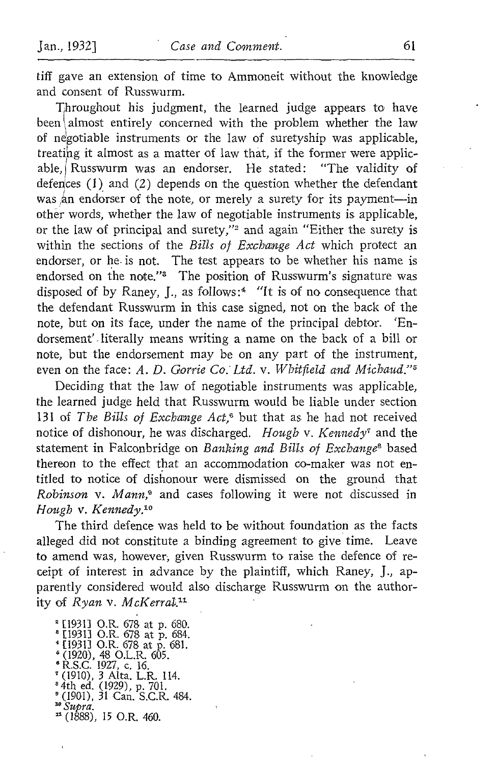tiff gave an extension of time to Ammoneit without the knowledge and consent of Russwurm.

Throughout his judgment, the learned judge appears to have been almost entirely concerned with the problem whether the law of negotiable instruments or the law of suretyship was applicable, treating it almost as a matter of law that, if the former were applicable, Russwurm was an endorser. He stated: "The validity of defences (1) and (2) depends on the question whether the defendant was an endorser of the note, or merely a surety for its payment—in other words, whether the law of negotiable instruments is applicable, or the law of principal and surety,"[2] and again "Either the surety is within the sections of the *Bills of Exchange Act* which protect an endorser, or he is not. The test appears to be whether his name is endorsed on the note."[3] The position of Russwurm's signature was disposed of by Raney, J., as follows:[4] "It is of no consequence that the defendant Russwurm in this case signed, not on the back of the note, but on its face, under the name of the principal debtor. 'Endorsement' literally means writing a name on the back of a bill or note, but the endorsement may be on any part of the instrument, even on the face: *A. D. Gorrie Co. Ltd.* v. *Whitfield and Michaud*."[5]

Deciding that the law of negotiable instruments was applicable, the learned judge held that Russwurm would be liable under section 131 of *The Bills of Exchange Act*,[6] but that as he had not received notice of dishonour, he was discharged. *Hough* v. *Kennedy*[7] and the statement in Falconbridge on *Banking and Bills of Exchange*[8] based thereon to the effect that an accommodation co-maker was not entitled to notice of dishonour were dismissed on the ground that *Robinson* v. *Mann*,[9] and cases following it were not discussed in *Hough* v. *Kennedy*.[10]

The third defence was held to be without foundation as the facts alleged did not constitute a binding agreement to give time. Leave to amend was, however, given Russwurm to raise the defence of receipt of interest in advance by the plaintiff, which Raney, J., apparently considered would also discharge Russwurm on the authority of *Ryan* v. *McKerral*.[11]

[2] [1931] O.R. 678 at p. 680.
[3] [1931] O.R. 678 at p. 684.
[4] [1931] O.R. 678 at p. 681.
[5] (1920), 48 O.L.R. 605.
[6] R.S.C. 1927, c. 16.
[7] (1910), 3 Alta. L.R. 114.
[8] 4th ed. (1929), p. 701.
[9] (1901), 31 Can. S.C.R. 484.
[10] *Supra*.
[11] (1888), 15 O.R. 460.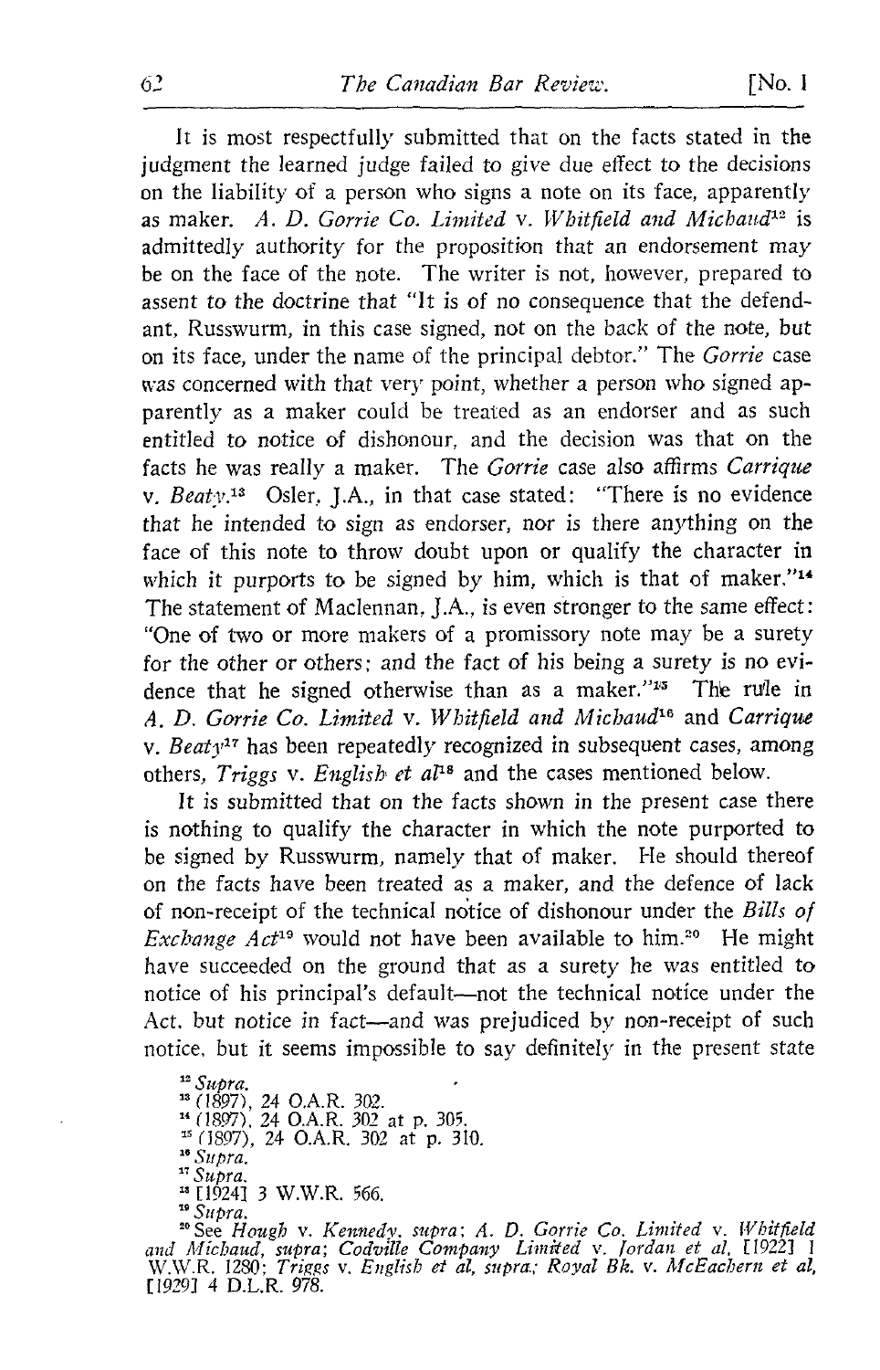It is most respectfully submitted that on the facts stated in the judgment the learned judge failed to give due effect to the decisions on the liability of a person who signs a note on its face, apparently as maker. *A. D. Gorrie Co. Limited* v. *Whitfield and Michaud*[12] is admittedly authority for the proposition that an endorsement may be on the face of the note. The writer is not, however, prepared to assent to the doctrine that "It is of no consequence that the defendant, Russwurm, in this case signed, not on the back of the note, but on its face, under the name of the principal debtor." The *Gorrie* case was concerned with that very point, whether a person who signed apparently as a maker could be treated as an endorser and as such entitled to notice of dishonour, and the decision was that on the facts he was really a maker. The *Gorrie* case also affirms *Carrique* v. *Beaty*.[13] Osler, J.A., in that case stated: "There is no evidence that he intended to sign as endorser, nor is there anything on the face of this note to throw doubt upon or qualify the character in which it purports to be signed by him, which is that of maker."[14] The statement of Maclennan, J.A., is even stronger to the same effect: "One of two or more makers of a promissory note may be a surety for the other or others; and the fact of his being a surety is no evidence that he signed otherwise than as a maker."[15] The rule in *A. D. Gorrie Co. Limited* v. *Whitfield and Michaud*[16] and *Carrique* v. *Beaty*[17] has been repeatedly recognized in subsequent cases, among others, *Triggs* v. *English et al*[18] and the cases mentioned below.

It is submitted that on the facts shown in the present case there is nothing to qualify the character in which the note purported to be signed by Russwurm, namely that of maker. He should thereof on the facts have been treated as a maker, and the defence of lack of non-receipt of the technical notice of dishonour under the *Bills of Exchange Act*[19] would not have been available to him.[20] He might have succeeded on the ground that as a surety he was entitled to notice of his principal's default—not the technical notice under the Act, but notice in fact—and was prejudiced by non-receipt of such notice, but it seems impossible to say definitely in the present state

[12] *Supra.*
[13] (1897), 24 O.A.R. 302.
[14] (1897), 24 O.A.R. 302 at p. 305.
[15] (1897), 24 O.A.R. 302 at p. 310.
[16] *Supra.*
[17] *Supra.*
[18] [1924] 3 W.W.R. 566.
[19] *Supra.*
[20] See *Hough* v. *Kennedy*, *supra*; *A. D. Gorrie Co. Limited* v. *Whitfield and Michaud*, *supra*; *Codville Company Limited* v. *Jordan et al*, [1922] 1 W.W.R. 1280; *Triggs* v. *English et al*, *supra*; *Royal Bk.* v. *McEachern et al*, [1929] 4 D.L.R. 978.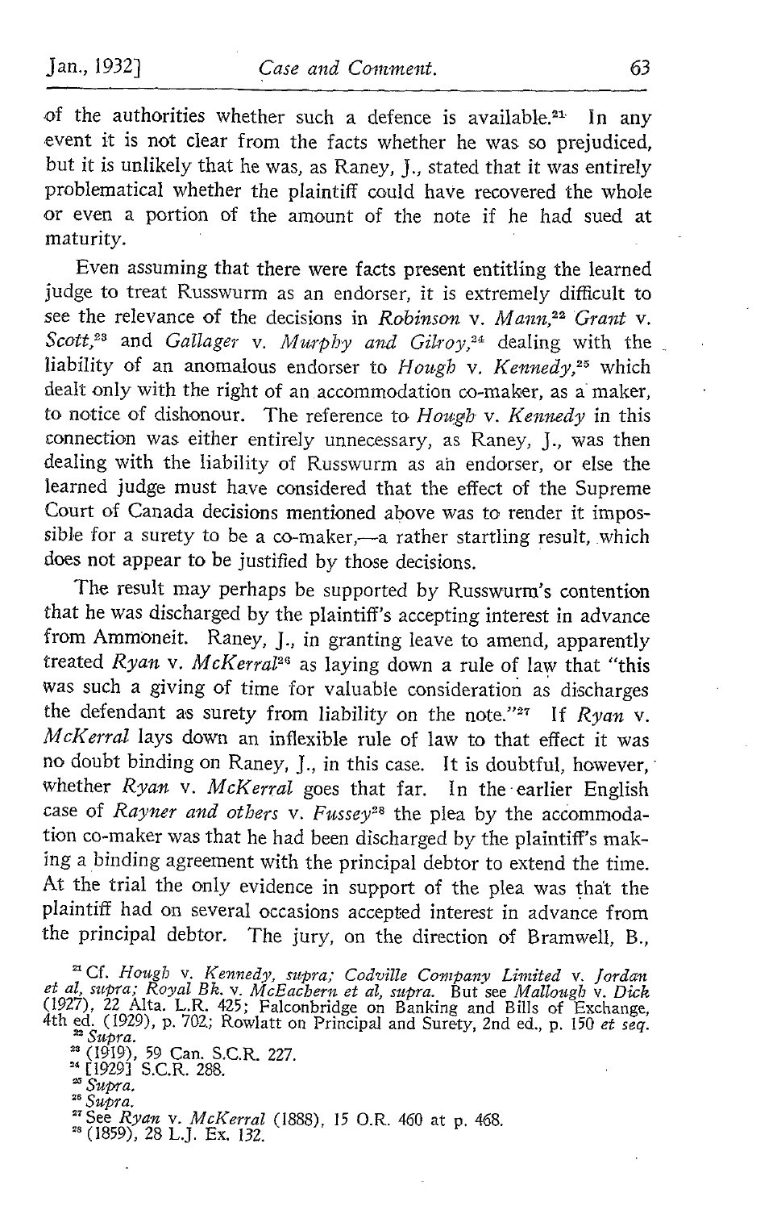of the authorities whether such a defence is available.[21] In any event it is not clear from the facts whether he was so prejudiced, but it is unlikely that he was, as Raney, J., stated that it was entirely problematical whether the plaintiff could have recovered the whole or even a portion of the amount of the note if he had sued at maturity.

Even assuming that there were facts present entitling the learned judge to treat Russwurm as an endorser, it is extremely difficult to see the relevance of the decisions in *Robinson* v. *Mann*,[22] *Grant* v. *Scott*,[23] and *Gallager* v. *Murphy and Gilroy*,[24] dealing with the liability of an anomalous endorser to *Hough* v. *Kennedy*,[25] which dealt only with the right of an accommodation co-maker, as a maker, to notice of dishonour. The reference to *Hough* v. *Kennedy* in this connection was either entirely unnecessary, as Raney, J., was then dealing with the liability of Russwurm as an endorser, or else the learned judge must have considered that the effect of the Supreme Court of Canada decisions mentioned above was to render it impossible for a surety to be a co-maker,—a rather startling result, which does not appear to be justified by those decisions.

The result may perhaps be supported by Russwurm's contention that he was discharged by the plaintiff's accepting interest in advance from Ammoneit. Raney, J., in granting leave to amend, apparently treated *Ryan* v. *McKerral*[26] as laying down a rule of law that "this was such a giving of time for valuable consideration as discharges the defendant as surety from liability on the note."[27] If *Ryan* v. *McKerral* lays down an inflexible rule of law to that effect it was no doubt binding on Raney, J., in this case. It is doubtful, however, whether *Ryan* v. *McKerral* goes that far. In the earlier English case of *Rayner and others* v. *Fussey*[28] the plea by the accommodation co-maker was that he had been discharged by the plaintiff's making a binding agreement with the principal debtor to extend the time. At the trial the only evidence in support of the plea was that the plaintiff had on several occasions accepted interest in advance from the principal debtor. The jury, on the direction of Bramwell, B.,

[21] Cf. *Hough* v. *Kennedy*, *supra*; *Codville Company Limited* v. *Jordan et al*, *supra*; *Royal Bk.* v. *McEachern et al*, *supra*. But see *Mallough* v. *Dick* (1927), 22 Alta. L.R. 425; Falconbridge on Banking and Bills of Exchange, 4th ed. (1929), p. 702; Rowlatt on Principal and Surety, 2nd ed., p. 150 *et seq*.

[22] *Supra*.

[23] (1919), 59 Can. S.C.R. 227.

[24] [1929] S.C.R. 288.

[25] *Supra*.

[26] *Supra*.

[27] See *Ryan* v. *McKerral* (1888), 15 O.R. 460 at p. 468.

[28] (1859), 28 L.J. Ex. 132.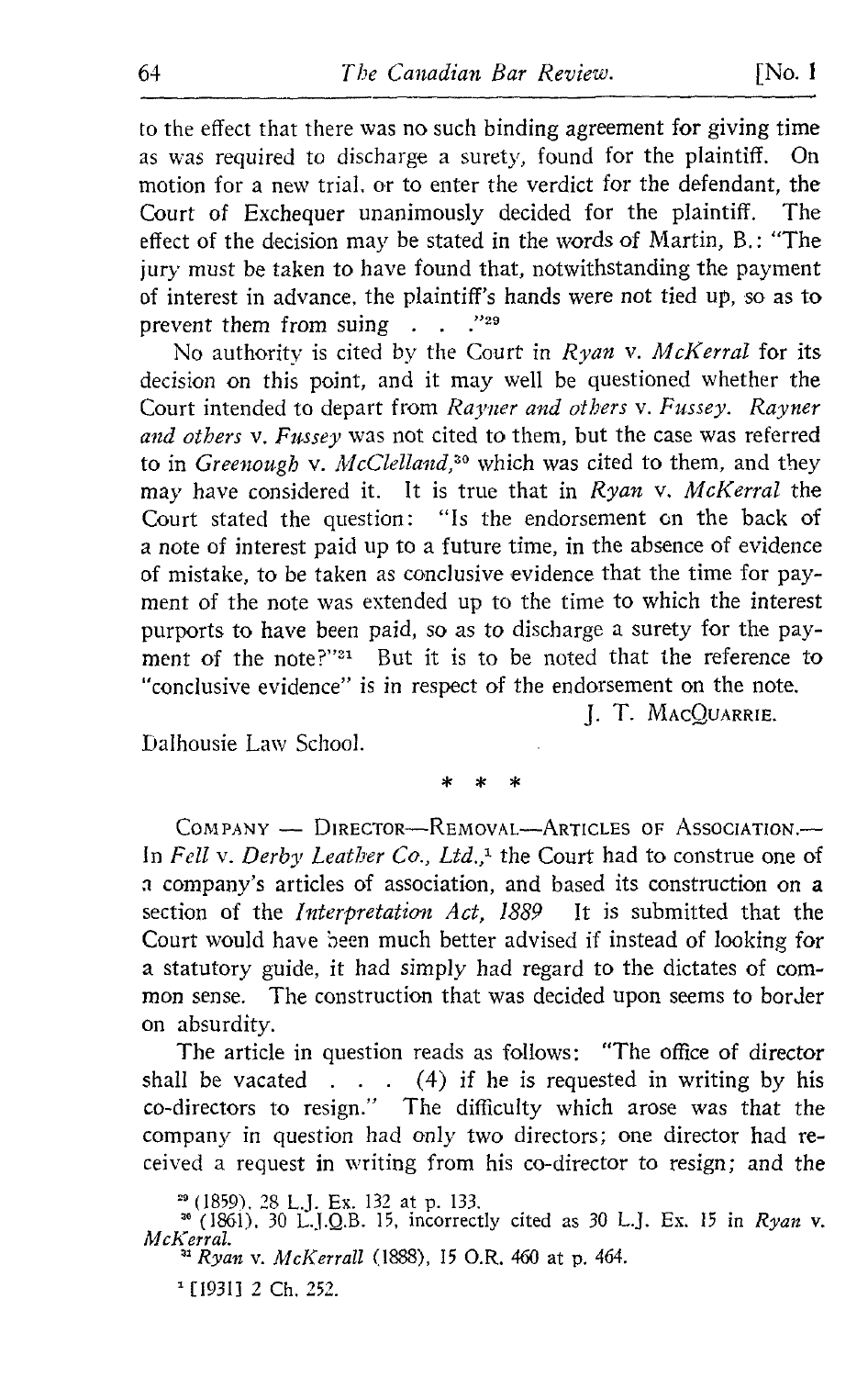to the effect that there was no such binding agreement for giving time as was required to discharge a surety, found for the plaintiff. On motion for a new trial, or to enter the verdict for the defendant, the Court of Exchequer unanimously decided for the plaintiff. The effect of the decision may be stated in the words of Martin, B.: "The jury must be taken to have found that, notwithstanding the payment of interest in advance, the plaintiff's hands were not tied up, so as to prevent them from suing . . ."[29]

No authority is cited by the Court in *Ryan* v. *McKerral* for its decision on this point, and it may well be questioned whether the Court intended to depart from *Rayner and others* v. *Fussey*. *Rayner and others* v. *Fussey* was not cited to them, but the case was referred to in *Greenough* v. *McClelland*,[30] which was cited to them, and they may have considered it. It is true that in *Ryan* v. *McKerral* the Court stated the question: "Is the endorsement on the back of a note of interest paid up to a future time, in the absence of evidence of mistake, to be taken as conclusive evidence that the time for payment of the note was extended up to the time to which the interest purports to have been paid, so as to discharge a surety for the payment of the note?"[31] But it is to be noted that the reference to "conclusive evidence" is in respect of the endorsement on the note.

J. T. MacQuarrie.

Dalhousie Law School.

\* \* \*

Company — Director—Removal—Articles of Association.— In *Fell* v. *Derby Leather Co., Ltd.*,[1] the Court had to construe one of a company's articles of association, and based its construction on a section of the *Interpretation Act, 1889* It is submitted that the Court would have been much better advised if instead of looking for a statutory guide, it had simply had regard to the dictates of common sense. The construction that was decided upon seems to border on absurdity.

The article in question reads as follows: "The office of director shall be vacated . . . (4) if he is requested in writing by his co-directors to resign." The difficulty which arose was that the company in question had only two directors; one director had received a request in writing from his co-director to resign; and the

[29] (1859), 28 L.J. Ex. 132 at p. 133.

[30] (1861), 30 L.J.Q.B. 15, incorrectly cited as 30 L.J. Ex. 15 in *Ryan* v. *McKerral*.

[31] *Ryan* v. *McKerrall* (1888), 15 O.R. 460 at p. 464.

[1] [1931] 2 Ch. 252.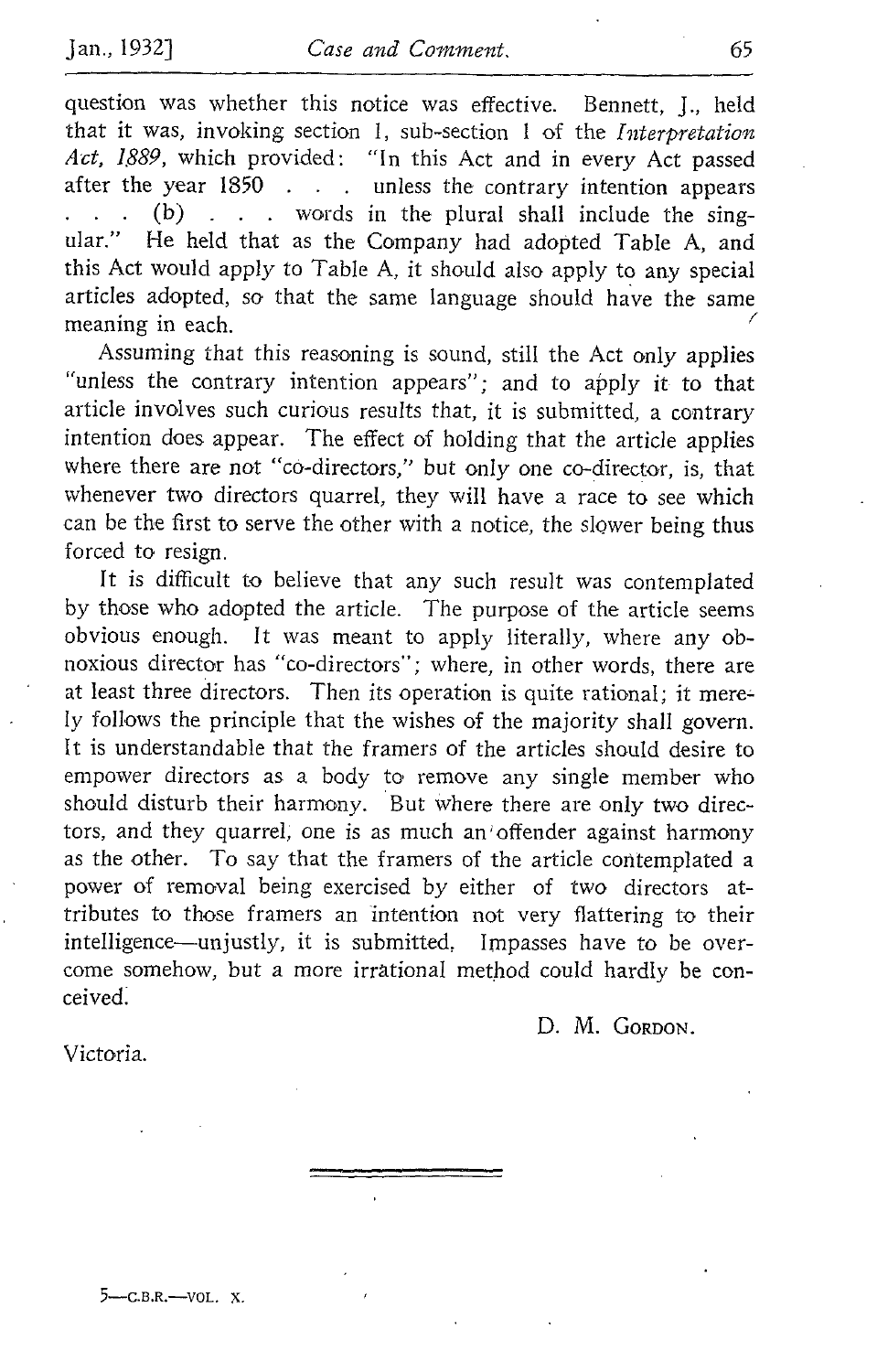question was whether this notice was effective. Bennett, J., held that it was, invoking section 1, sub-section 1 of the *Interpretation Act, 1889*, which provided: "In this Act and in every Act passed after the year 1850 . . . unless the contrary intention appears . . . (b) . . . words in the plural shall include the singular." He held that as the Company had adopted Table A, and this Act would apply to Table A, it should also apply to any special articles adopted, so that the same language should have the same meaning in each.

Assuming that this reasoning is sound, still the Act only applies "unless the contrary intention appears"; and to apply it to that article involves such curious results that, it is submitted, a contrary intention does appear. The effect of holding that the article applies where there are not "co-directors," but only one co-director, is, that whenever two directors quarrel, they will have a race to see which can be the first to serve the other with a notice, the slower being thus forced to resign.

It is difficult to believe that any such result was contemplated by those who adopted the article. The purpose of the article seems obvious enough. It was meant to apply literally, where any obnoxious director has "co-directors"; where, in other words, there are at least three directors. Then its operation is quite rational; it merely follows the principle that the wishes of the majority shall govern. It is understandable that the framers of the articles should desire to empower directors as a body to remove any single member who should disturb their harmony. But where there are only two directors, and they quarrel, one is as much an offender against harmony as the other. To say that the framers of the article contemplated a power of removal being exercised by either of two directors attributes to those framers an intention not very flattering to their intelligence—unjustly, it is submitted. Impasses have to be overcome somehow, but a more irrational method could hardly be conceived.

D. M. Gordon.

Victoria.